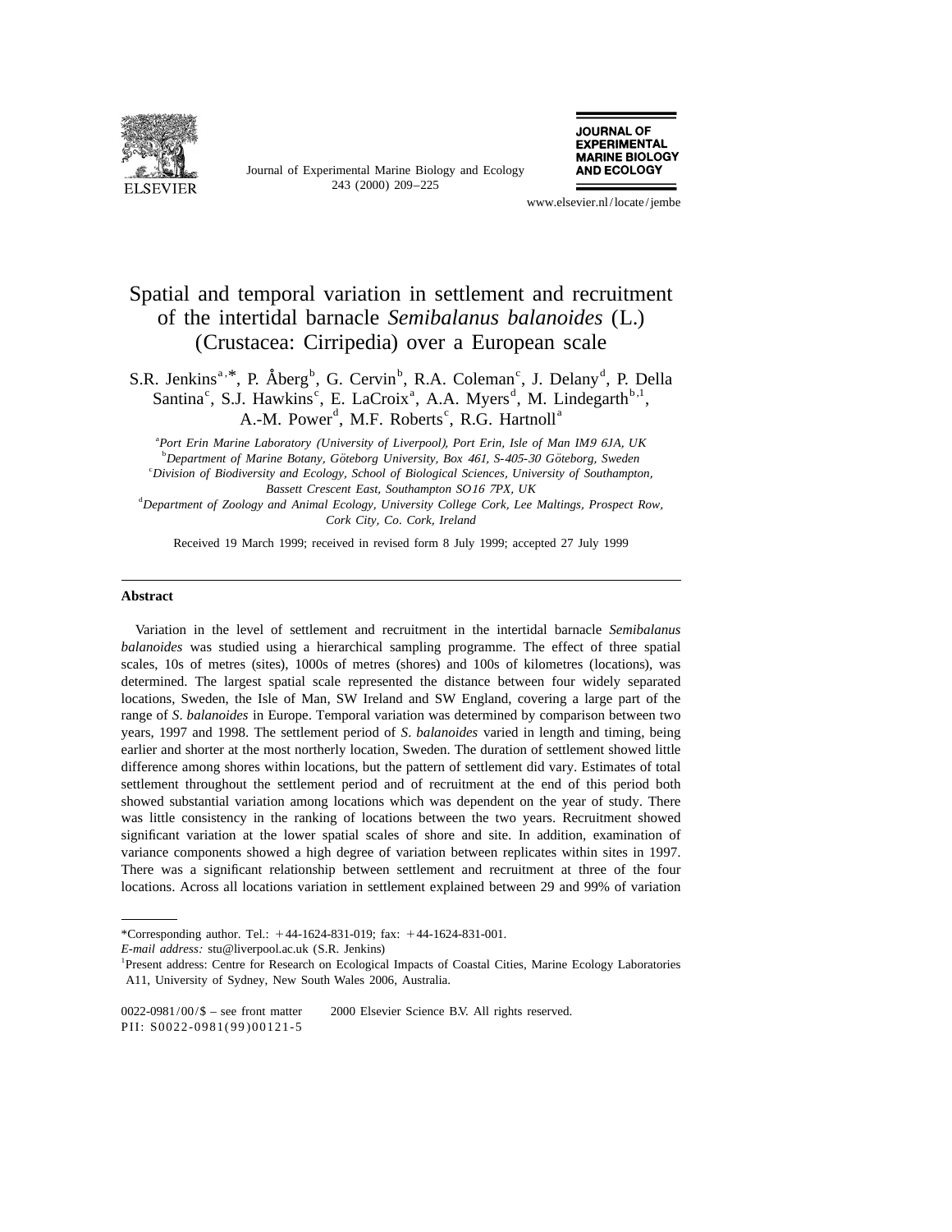# Spatial and temporal variation in settlement and recruitment of the intertidal barnacle *Semibalanus balanoides* (L.) (Crustacea: Cirripedia) over a European scale

S.R. Jenkins[a,*], P. Åberg[b], G. Cervin[b], R.A. Coleman[c], J. Delany[d], P. Della Santina[c], S.J. Hawkins[c], E. LaCroix[a], A.A. Myers[d], M. Lindegarth[b,1], A.-M. Power[d], M.F. Roberts[c], R.G. Hartnoll[a]

[a]*Port Erin Marine Laboratory (University of Liverpool), Port Erin, Isle of Man IM9 6JA, UK*

[b]*Department of Marine Botany, Göteborg University, Box 461, S-405-30 Göteborg, Sweden*

[c]*Division of Biodiversity and Ecology, School of Biological Sciences, University of Southampton, Bassett Crescent East, Southampton SO16 7PX, UK*

[d]*Department of Zoology and Animal Ecology, University College Cork, Lee Maltings, Prospect Row, Cork City, Co. Cork, Ireland*

Received 19 March 1999; received in revised form 8 July 1999; accepted 27 July 1999

## Abstract

Variation in the level of settlement and recruitment in the intertidal barnacle *Semibalanus balanoides* was studied using a hierarchical sampling programme. The effect of three spatial scales, 10s of metres (sites), 1000s of metres (shores) and 100s of kilometres (locations), was determined. The largest spatial scale represented the distance between four widely separated locations, Sweden, the Isle of Man, SW Ireland and SW England, covering a large part of the range of *S. balanoides* in Europe. Temporal variation was determined by comparison between two years, 1997 and 1998. The settlement period of *S. balanoides* varied in length and timing, being earlier and shorter at the most northerly location, Sweden. The duration of settlement showed little difference among shores within locations, but the pattern of settlement did vary. Estimates of total settlement throughout the settlement period and of recruitment at the end of this period both showed substantial variation among locations which was dependent on the year of study. There was little consistency in the ranking of locations between the two years. Recruitment showed significant variation at the lower spatial scales of shore and site. In addition, examination of variance components showed a high degree of variation between replicates within sites in 1997. There was a significant relationship between settlement and recruitment at three of the four locations. Across all locations variation in settlement explained between 29 and 99% of variation

---

*Corresponding author. Tel.: +44-1624-831-019; fax: +44-1624-831-001.

*E-mail address:* stu@liverpool.ac.uk (S.R. Jenkins)

[1]Present address: Centre for Research on Ecological Impacts of Coastal Cities, Marine Ecology Laboratories A11, University of Sydney, New South Wales 2006, Australia.

0022-0981/00/$ – see front matter © 2000 Elsevier Science B.V. All rights reserved.
PII: S0022-0981(99)00121-5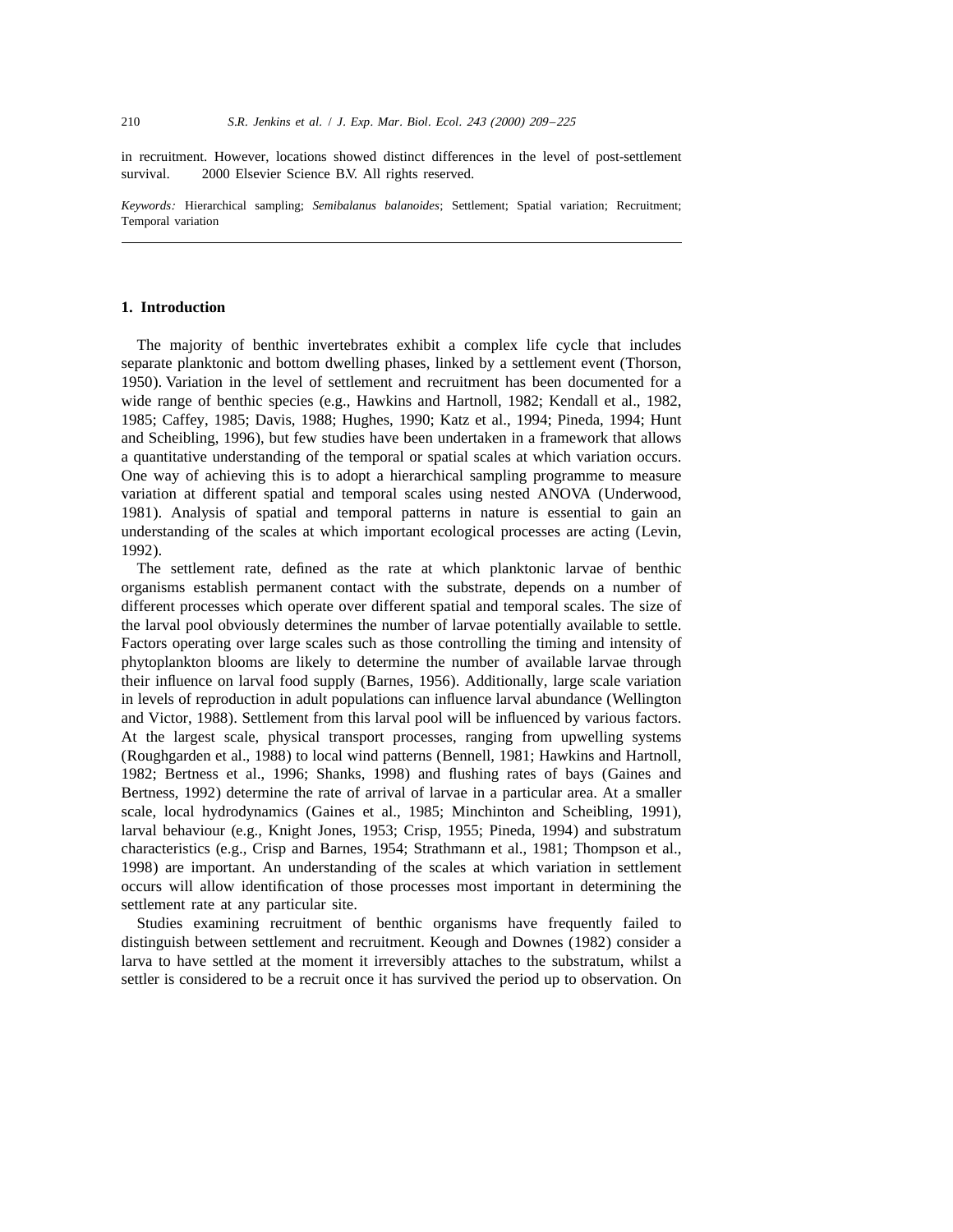in recruitment. However, locations showed distinct differences in the level of post-settlement survival. © 2000 Elsevier Science B.V. All rights reserved.

*Keywords:* Hierarchical sampling; *Semibalanus balanoides*; Settlement; Spatial variation; Recruitment; Temporal variation

## 1. Introduction

The majority of benthic invertebrates exhibit a complex life cycle that includes separate planktonic and bottom dwelling phases, linked by a settlement event (Thorson, 1950). Variation in the level of settlement and recruitment has been documented for a wide range of benthic species (e.g., Hawkins and Hartnoll, 1982; Kendall et al., 1982, 1985; Caffey, 1985; Davis, 1988; Hughes, 1990; Katz et al., 1994; Pineda, 1994; Hunt and Scheibling, 1996), but few studies have been undertaken in a framework that allows a quantitative understanding of the temporal or spatial scales at which variation occurs. One way of achieving this is to adopt a hierarchical sampling programme to measure variation at different spatial and temporal scales using nested ANOVA (Underwood, 1981). Analysis of spatial and temporal patterns in nature is essential to gain an understanding of the scales at which important ecological processes are acting (Levin, 1992).

The settlement rate, defined as the rate at which planktonic larvae of benthic organisms establish permanent contact with the substrate, depends on a number of different processes which operate over different spatial and temporal scales. The size of the larval pool obviously determines the number of larvae potentially available to settle. Factors operating over large scales such as those controlling the timing and intensity of phytoplankton blooms are likely to determine the number of available larvae through their influence on larval food supply (Barnes, 1956). Additionally, large scale variation in levels of reproduction in adult populations can influence larval abundance (Wellington and Victor, 1988). Settlement from this larval pool will be influenced by various factors. At the largest scale, physical transport processes, ranging from upwelling systems (Roughgarden et al., 1988) to local wind patterns (Bennell, 1981; Hawkins and Hartnoll, 1982; Bertness et al., 1996; Shanks, 1998) and flushing rates of bays (Gaines and Bertness, 1992) determine the rate of arrival of larvae in a particular area. At a smaller scale, local hydrodynamics (Gaines et al., 1985; Minchinton and Scheibling, 1991), larval behaviour (e.g., Knight Jones, 1953; Crisp, 1955; Pineda, 1994) and substratum characteristics (e.g., Crisp and Barnes, 1954; Strathmann et al., 1981; Thompson et al., 1998) are important. An understanding of the scales at which variation in settlement occurs will allow identification of those processes most important in determining the settlement rate at any particular site.

Studies examining recruitment of benthic organisms have frequently failed to distinguish between settlement and recruitment. Keough and Downes (1982) consider a larva to have settled at the moment it irreversibly attaches to the substratum, whilst a settler is considered to be a recruit once it has survived the period up to observation. On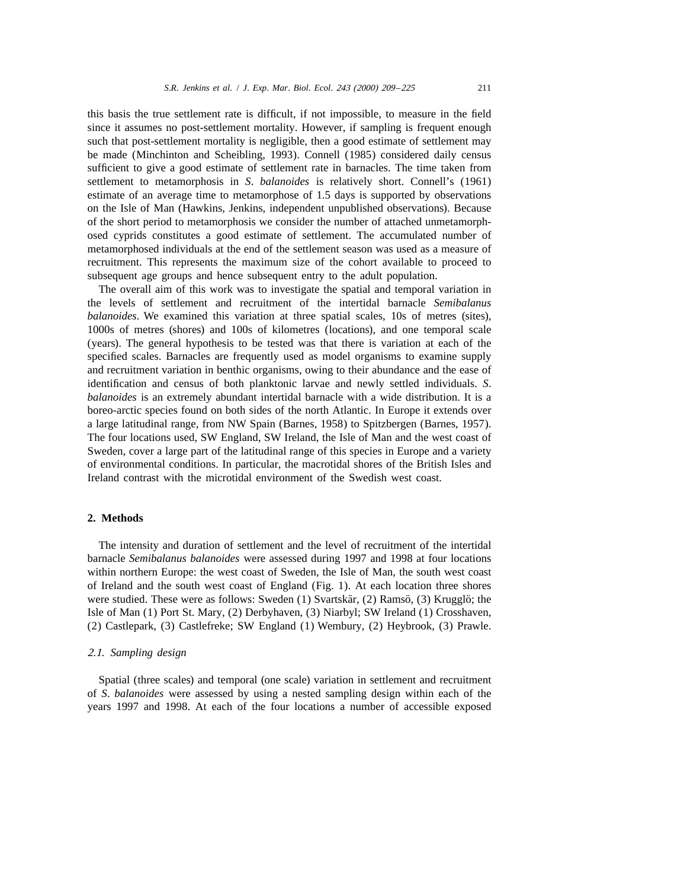this basis the true settlement rate is difficult, if not impossible, to measure in the field since it assumes no post-settlement mortality. However, if sampling is frequent enough such that post-settlement mortality is negligible, then a good estimate of settlement may be made (Minchinton and Scheibling, 1993). Connell (1985) considered daily census sufficient to give a good estimate of settlement rate in barnacles. The time taken from settlement to metamorphosis in *S. balanoides* is relatively short. Connell's (1961) estimate of an average time to metamorphose of 1.5 days is supported by observations on the Isle of Man (Hawkins, Jenkins, independent unpublished observations). Because of the short period to metamorphosis we consider the number of attached unmetamorphosed cyprids constitutes a good estimate of settlement. The accumulated number of metamorphosed individuals at the end of the settlement season was used as a measure of recruitment. This represents the maximum size of the cohort available to proceed to subsequent age groups and hence subsequent entry to the adult population.

The overall aim of this work was to investigate the spatial and temporal variation in the levels of settlement and recruitment of the intertidal barnacle *Semibalanus balanoides*. We examined this variation at three spatial scales, 10s of metres (sites), 1000s of metres (shores) and 100s of kilometres (locations), and one temporal scale (years). The general hypothesis to be tested was that there is variation at each of the specified scales. Barnacles are frequently used as model organisms to examine supply and recruitment variation in benthic organisms, owing to their abundance and the ease of identification and census of both planktonic larvae and newly settled individuals. *S. balanoides* is an extremely abundant intertidal barnacle with a wide distribution. It is a boreo-arctic species found on both sides of the north Atlantic. In Europe it extends over a large latitudinal range, from NW Spain (Barnes, 1958) to Spitzbergen (Barnes, 1957). The four locations used, SW England, SW Ireland, the Isle of Man and the west coast of Sweden, cover a large part of the latitudinal range of this species in Europe and a variety of environmental conditions. In particular, the macrotidal shores of the British Isles and Ireland contrast with the microtidal environment of the Swedish west coast.

## 2. Methods

The intensity and duration of settlement and the level of recruitment of the intertidal barnacle *Semibalanus balanoides* were assessed during 1997 and 1998 at four locations within northern Europe: the west coast of Sweden, the Isle of Man, the south west coast of Ireland and the south west coast of England (Fig. 1). At each location three shores were studied. These were as follows: Sweden (1) Svartskär, (2) Ramsö, (3) Kruggglö; the Isle of Man (1) Port St. Mary, (2) Derbyhaven, (3) Niarbyl; SW Ireland (1) Crosshaven, (2) Castlepark, (3) Castlefreke; SW England (1) Wembury, (2) Heybrook, (3) Prawle.

### 2.1. Sampling design

Spatial (three scales) and temporal (one scale) variation in settlement and recruitment of *S. balanoides* were assessed by using a nested sampling design within each of the years 1997 and 1998. At each of the four locations a number of accessible exposed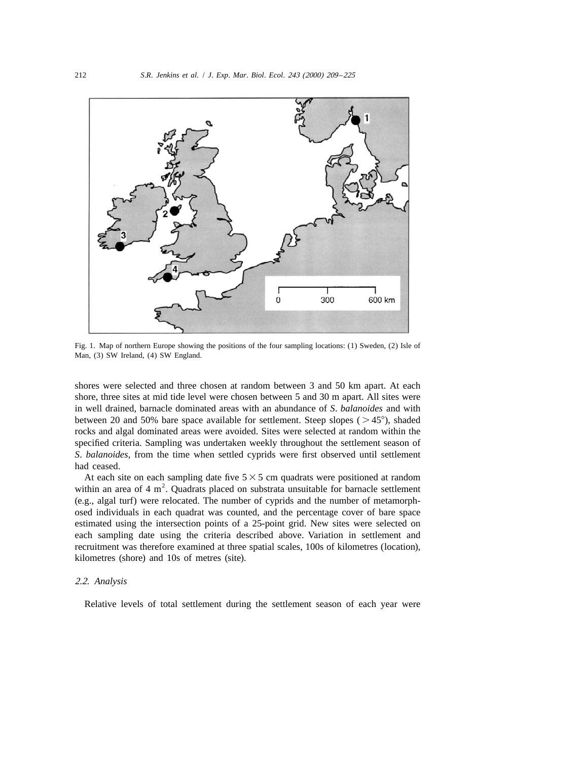Fig. 1. Map of northern Europe showing the positions of the four sampling locations: (1) Sweden, (2) Isle of Man, (3) SW Ireland, (4) SW England.

shores were selected and three chosen at random between 3 and 50 km apart. At each shore, three sites at mid tide level were chosen between 5 and 30 m apart. All sites were in well drained, barnacle dominated areas with an abundance of *S. balanoides* and with between 20 and 50% bare space available for settlement. Steep slopes ($>45°$), shaded rocks and algal dominated areas were avoided. Sites were selected at random within the specified criteria. Sampling was undertaken weekly throughout the settlement season of *S. balanoides*, from the time when settled cyprids were first observed until settlement had ceased.

At each site on each sampling date five $5 \times 5$ cm quadrats were positioned at random within an area of 4 $m^2$. Quadrats placed on substrata unsuitable for barnacle settlement (e.g., algal turf) were relocated. The number of cyprids and the number of metamorphosed individuals in each quadrat was counted, and the percentage cover of bare space estimated using the intersection points of a 25-point grid. New sites were selected on each sampling date using the criteria described above. Variation in settlement and recruitment was therefore examined at three spatial scales, 100s of kilometres (location), kilometres (shore) and 10s of metres (site).

### 2.2. Analysis

Relative levels of total settlement during the settlement season of each year were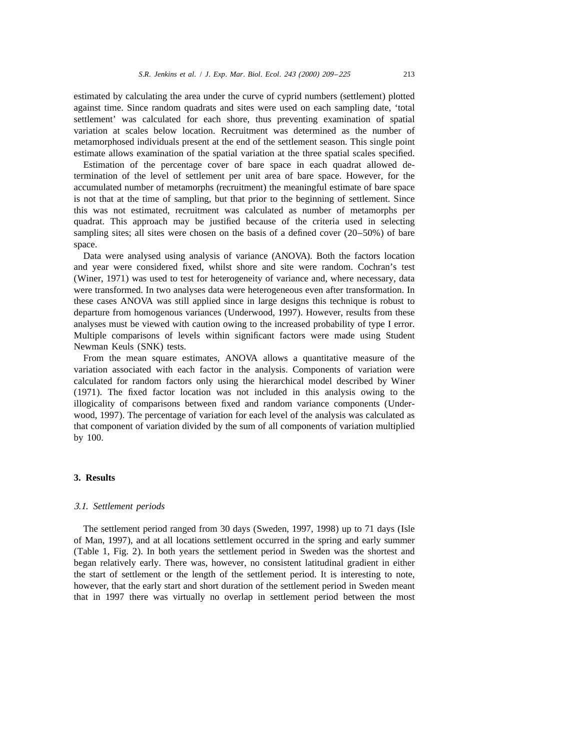estimated by calculating the area under the curve of cyprid numbers (settlement) plotted against time. Since random quadrats and sites were used on each sampling date, 'total settlement' was calculated for each shore, thus preventing examination of spatial variation at scales below location. Recruitment was determined as the number of metamorphosed individuals present at the end of the settlement season. This single point estimate allows examination of the spatial variation at the three spatial scales specified.

Estimation of the percentage cover of bare space in each quadrat allowed determination of the level of settlement per unit area of bare space. However, for the accumulated number of metamorphs (recruitment) the meaningful estimate of bare space is not that at the time of sampling, but that prior to the beginning of settlement. Since this was not estimated, recruitment was calculated as number of metamorphs per quadrat. This approach may be justified because of the criteria used in selecting sampling sites; all sites were chosen on the basis of a defined cover (20–50%) of bare space.

Data were analysed using analysis of variance (ANOVA). Both the factors location and year were considered fixed, whilst shore and site were random. Cochran's test (Winer, 1971) was used to test for heterogeneity of variance and, where necessary, data were transformed. In two analyses data were heterogeneous even after transformation. In these cases ANOVA was still applied since in large designs this technique is robust to departure from homogenous variances (Underwood, 1997). However, results from these analyses must be viewed with caution owing to the increased probability of type I error. Multiple comparisons of levels within significant factors were made using Student Newman Keuls (SNK) tests.

From the mean square estimates, ANOVA allows a quantitative measure of the variation associated with each factor in the analysis. Components of variation were calculated for random factors only using the hierarchical model described by Winer (1971). The fixed factor location was not included in this analysis owing to the illogicality of comparisons between fixed and random variance components (Underwood, 1997). The percentage of variation for each level of the analysis was calculated as that component of variation divided by the sum of all components of variation multiplied by 100.

## 3. Results

### *3.1. Settlement periods*

The settlement period ranged from 30 days (Sweden, 1997, 1998) up to 71 days (Isle of Man, 1997), and at all locations settlement occurred in the spring and early summer (Table 1, Fig. 2). In both years the settlement period in Sweden was the shortest and began relatively early. There was, however, no consistent latitudinal gradient in either the start of settlement or the length of the settlement period. It is interesting to note, however, that the early start and short duration of the settlement period in Sweden meant that in 1997 there was virtually no overlap in settlement period between the most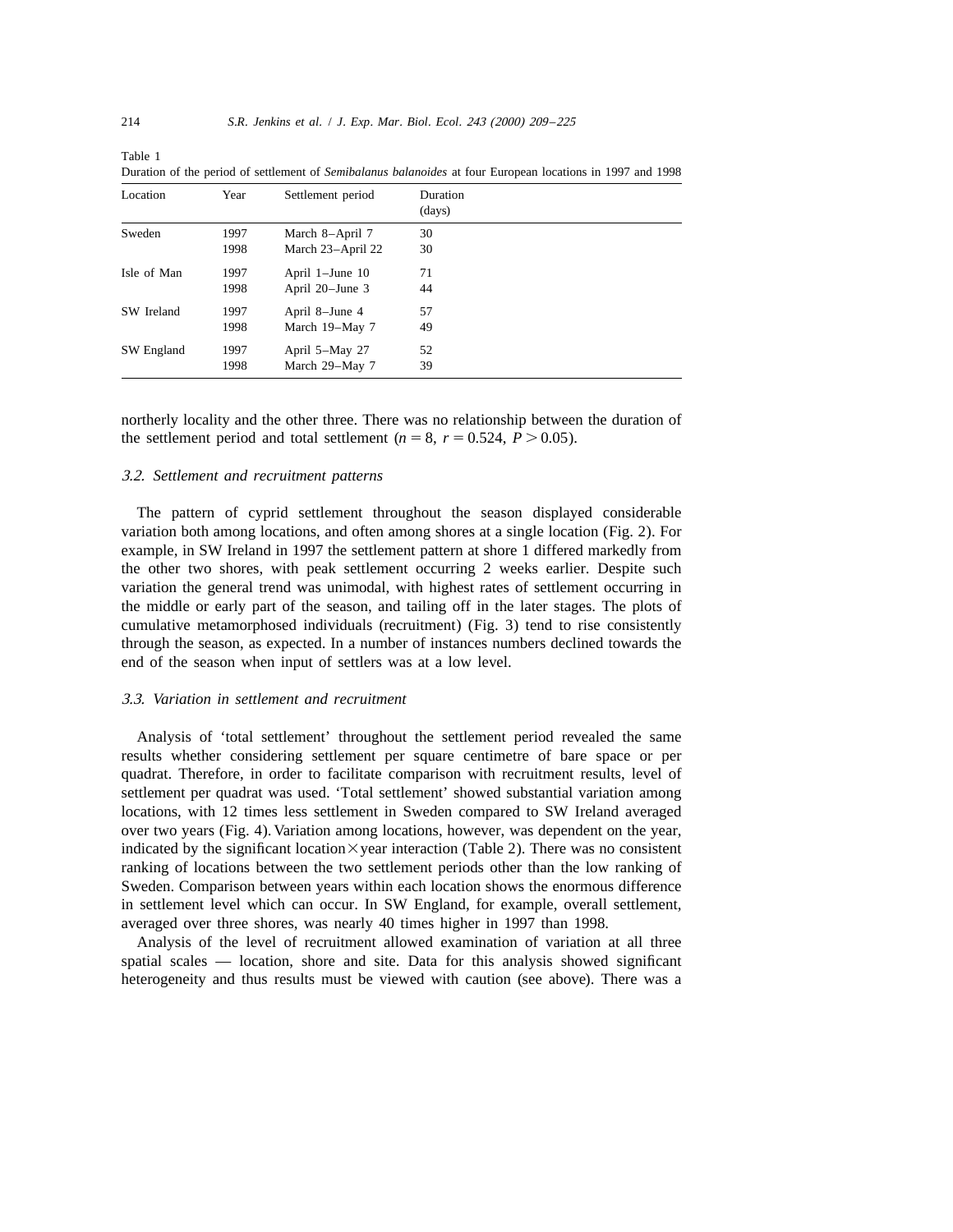Table 1
Duration of the period of settlement of *Semibalanus balanoides* at four European locations in 1997 and 1998

| Location | Year | Settlement period | Duration (days) |
|---|---|---|---|
| Sweden | 1997 | March 8–April 7 | 30 |
| | 1998 | March 23–April 22 | 30 |
| Isle of Man | 1997 | April 1–June 10 | 71 |
| | 1998 | April 20–June 3 | 44 |
| SW Ireland | 1997 | April 8–June 4 | 57 |
| | 1998 | March 19–May 7 | 49 |
| SW England | 1997 | April 5–May 27 | 52 |
| | 1998 | March 29–May 7 | 39 |

northerly locality and the other three. There was no relationship between the duration of the settlement period and total settlement ($n = 8$, $r = 0.524$, $P > 0.05$).

### 3.2. Settlement and recruitment patterns

The pattern of cyprid settlement throughout the season displayed considerable variation both among locations, and often among shores at a single location (Fig. 2). For example, in SW Ireland in 1997 the settlement pattern at shore 1 differed markedly from the other two shores, with peak settlement occurring 2 weeks earlier. Despite such variation the general trend was unimodal, with highest rates of settlement occurring in the middle or early part of the season, and tailing off in the later stages. The plots of cumulative metamorphosed individuals (recruitment) (Fig. 3) tend to rise consistently through the season, as expected. In a number of instances numbers declined towards the end of the season when input of settlers was at a low level.

### 3.3. Variation in settlement and recruitment

Analysis of 'total settlement' throughout the settlement period revealed the same results whether considering settlement per square centimetre of bare space or per quadrat. Therefore, in order to facilitate comparison with recruitment results, level of settlement per quadrat was used. 'Total settlement' showed substantial variation among locations, with 12 times less settlement in Sweden compared to SW Ireland averaged over two years (Fig. 4). Variation among locations, however, was dependent on the year, indicated by the significant location × year interaction (Table 2). There was no consistent ranking of locations between the two settlement periods other than the low ranking of Sweden. Comparison between years within each location shows the enormous difference in settlement level which can occur. In SW England, for example, overall settlement, averaged over three shores, was nearly 40 times higher in 1997 than 1998.

Analysis of the level of recruitment allowed examination of variation at all three spatial scales — location, shore and site. Data for this analysis showed significant heterogeneity and thus results must be viewed with caution (see above). There was a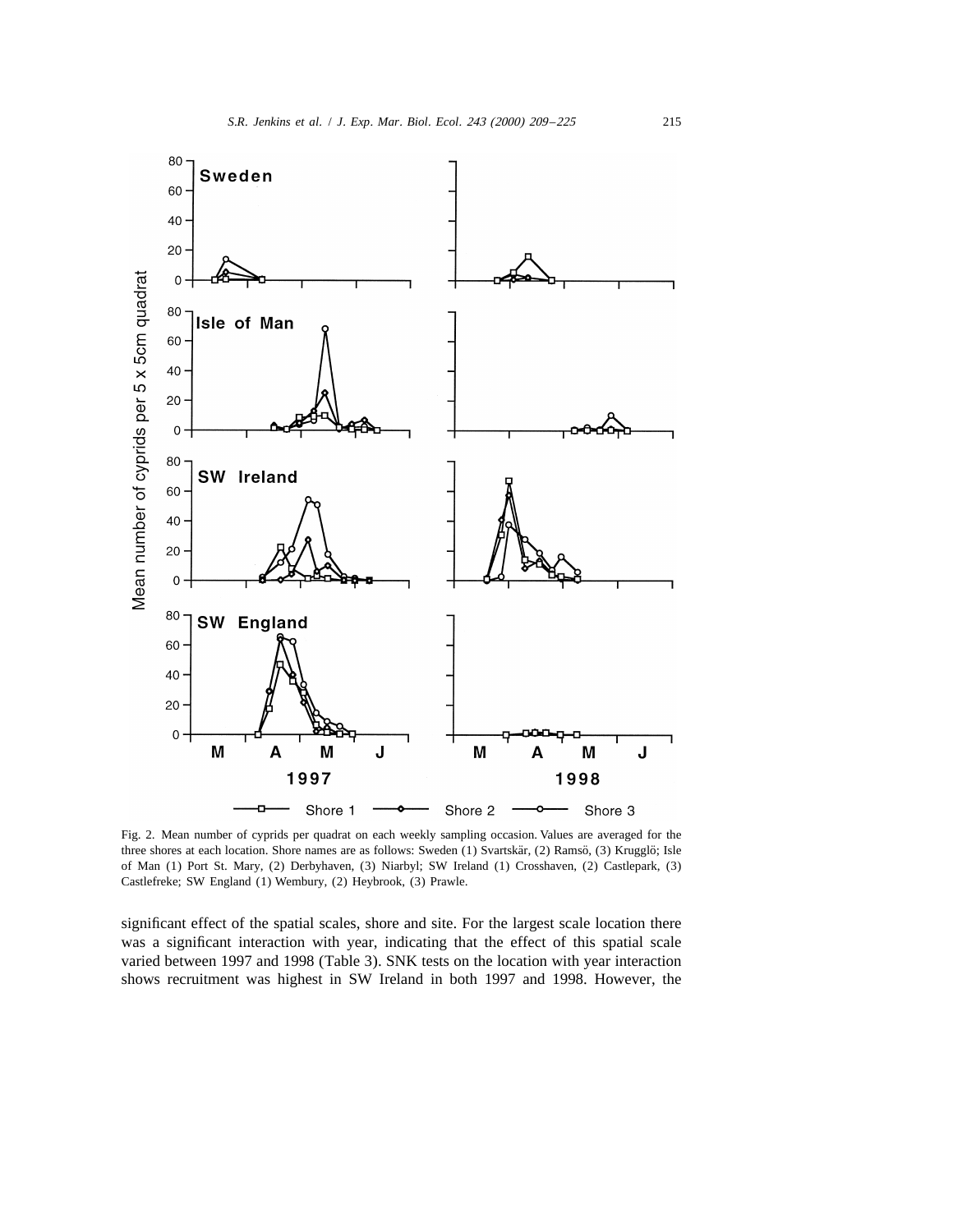Fig. 2. Mean number of cyprids per quadrat on each weekly sampling occasion. Values are averaged for the three shores at each location. Shore names are as follows: Sweden (1) Svartskär, (2) Ramsö, (3) Krugglö; Isle of Man (1) Port St. Mary, (2) Derbyhaven, (3) Niarbyl; SW Ireland (1) Crosshaven, (2) Castlepark, (3) Castlefreke; SW England (1) Wembury, (2) Heybrook, (3) Prawle.

significant effect of the spatial scales, shore and site. For the largest scale location there was a significant interaction with year, indicating that the effect of this spatial scale varied between 1997 and 1998 (Table 3). SNK tests on the location with year interaction shows recruitment was highest in SW Ireland in both 1997 and 1998. However, the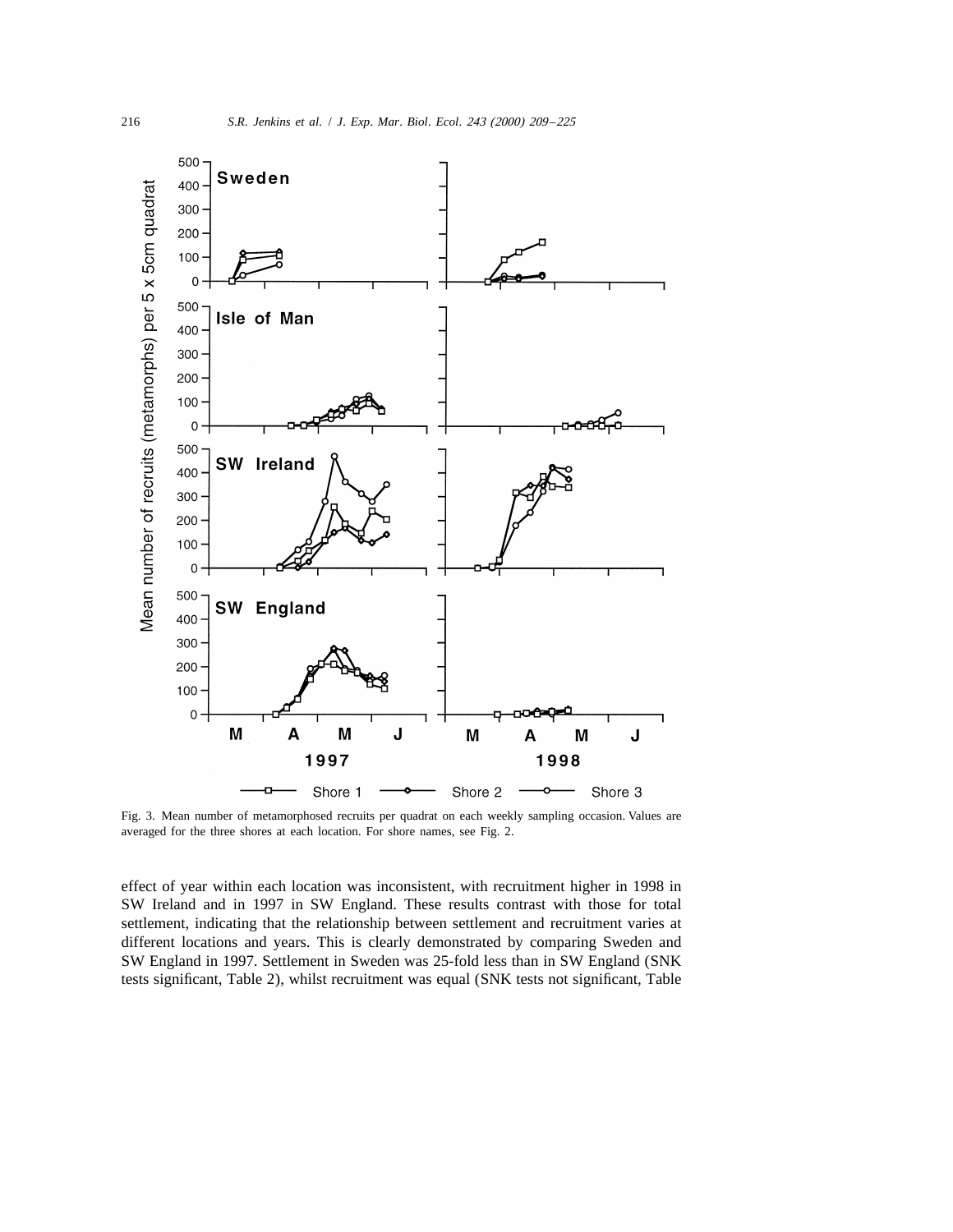Fig. 3. Mean number of metamorphosed recruits per quadrat on each weekly sampling occasion. Values are averaged for the three shores at each location. For shore names, see Fig. 2.

effect of year within each location was inconsistent, with recruitment higher in 1998 in SW Ireland and in 1997 in SW England. These results contrast with those for total settlement, indicating that the relationship between settlement and recruitment varies at different locations and years. This is clearly demonstrated by comparing Sweden and SW England in 1997. Settlement in Sweden was 25-fold less than in SW England (SNK tests significant, Table 2), whilst recruitment was equal (SNK tests not significant, Table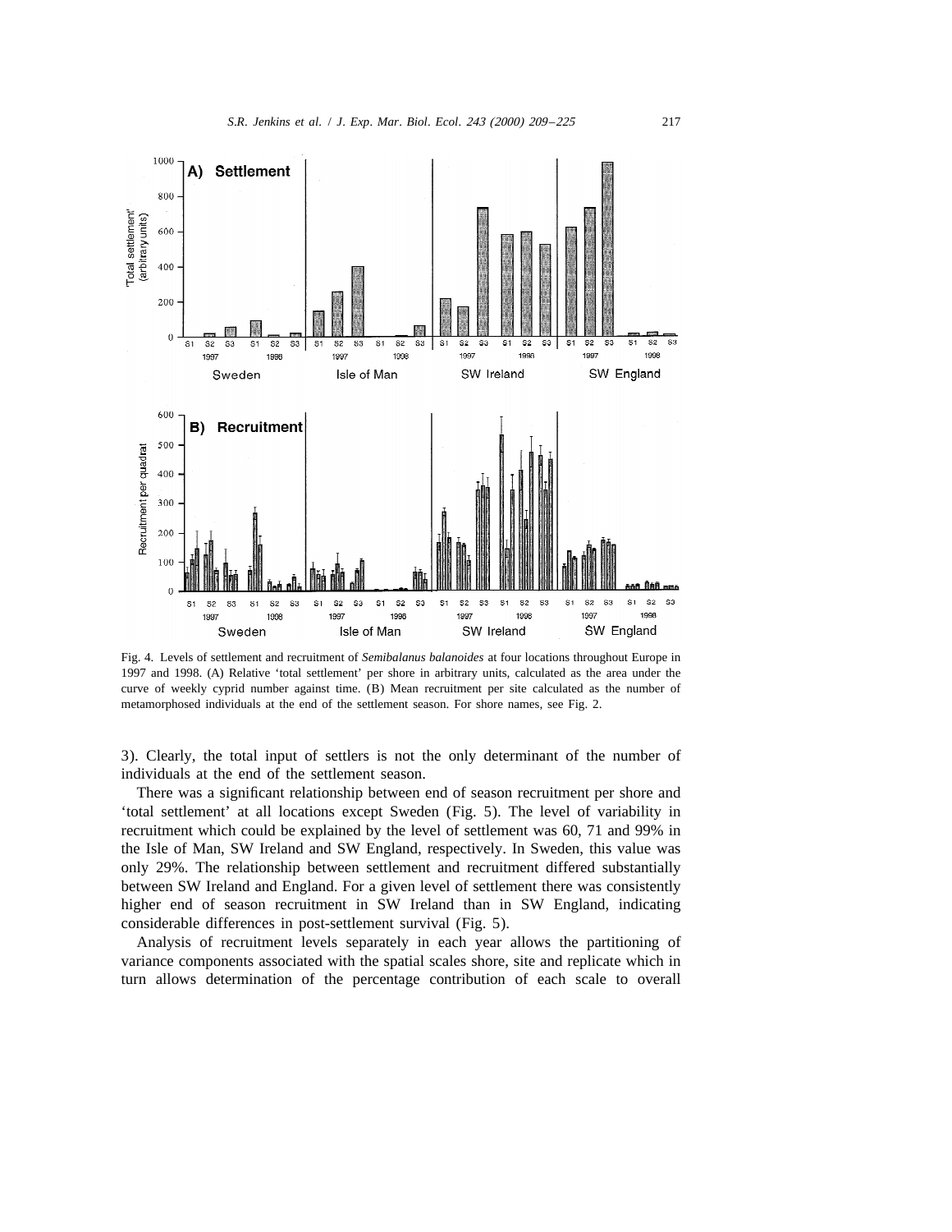Fig. 4. Levels of settlement and recruitment of *Semibalanus balanoides* at four locations throughout Europe in 1997 and 1998. (A) Relative 'total settlement' per shore in arbitrary units, calculated as the area under the curve of weekly cyprid number against time. (B) Mean recruitment per site calculated as the number of metamorphosed individuals at the end of the settlement season. For shore names, see Fig. 2.

3). Clearly, the total input of settlers is not the only determinant of the number of individuals at the end of the settlement season.

There was a significant relationship between end of season recruitment per shore and 'total settlement' at all locations except Sweden (Fig. 5). The level of variability in recruitment which could be explained by the level of settlement was 60, 71 and 99% in the Isle of Man, SW Ireland and SW England, respectively. In Sweden, this value was only 29%. The relationship between settlement and recruitment differed substantially between SW Ireland and England. For a given level of settlement there was consistently higher end of season recruitment in SW Ireland than in SW England, indicating considerable differences in post-settlement survival (Fig. 5).

Analysis of recruitment levels separately in each year allows the partitioning of variance components associated with the spatial scales shore, site and replicate which in turn allows determination of the percentage contribution of each scale to overall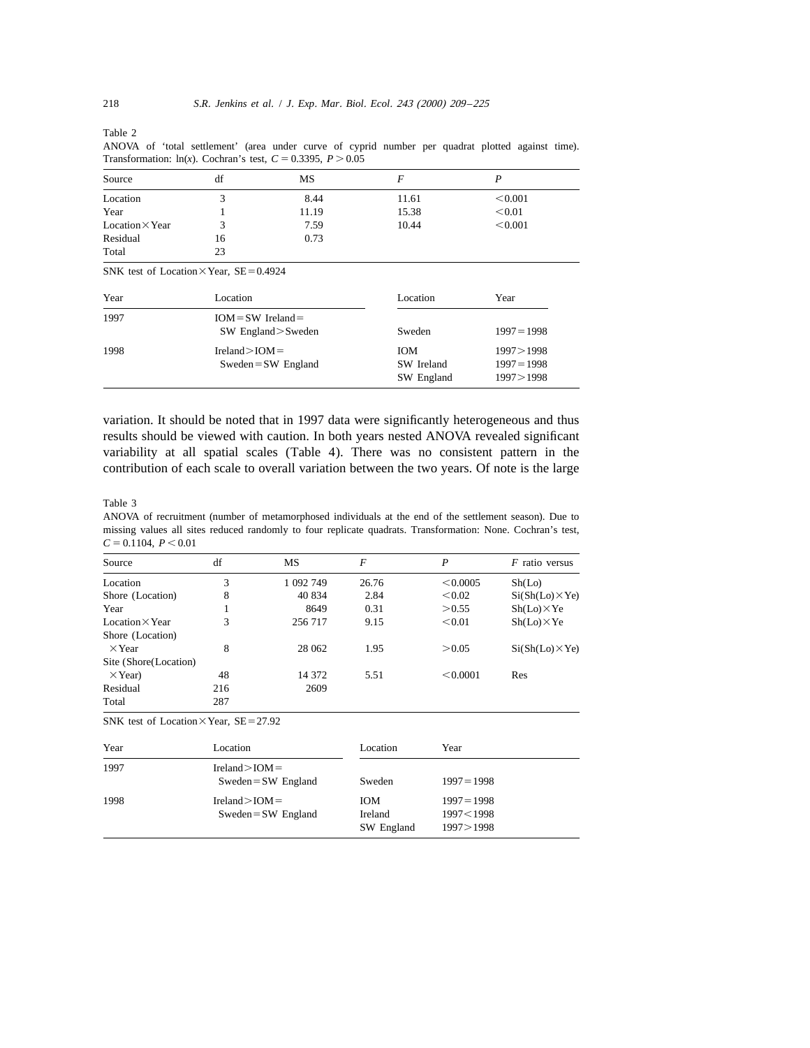Table 2

ANOVA of 'total settlement' (area under curve of cyprid number per quadrat plotted against time). Transformation: ln($x$). Cochran's test, $C = 0.3395$, $P > 0.05$

| Source | df | MS | $F$ | $P$ |
|---|---|---|---|---|
| Location | 3 | 8.44 | 11.61 | $<0.001$ |
| Year | 1 | 11.19 | 15.38 | $<0.01$ |
| Location × Year | 3 | 7.59 | 10.44 | $<0.001$ |
| Residual | 16 | 0.73 | | |
| Total | 23 | | | |

SNK test of Location × Year, SE = 0.4924

| Year | Location | Location | Year |
|---|---|---|---|
| 1997 | IOM = SW Ireland = SW England > Sweden | Sweden | 1997 = 1998 |
| 1998 | Ireland > IOM = Sweden = SW England | IOM | 1997 > 1998 |
| | | SW Ireland | 1997 = 1998 |
| | | SW England | 1997 > 1998 |

variation. It should be noted that in 1997 data were significantly heterogeneous and thus results should be viewed with caution. In both years nested ANOVA revealed significant variability at all spatial scales (Table 4). There was no consistent pattern in the contribution of each scale to overall variation between the two years. Of note is the large

Table 3

ANOVA of recruitment (number of metamorphosed individuals at the end of the settlement season). Due to missing values all sites reduced randomly to four replicate quadrats. Transformation: None. Cochran's test, $C = 0.1104$, $P < 0.01$

| Source | df | MS | $F$ | $P$ | $F$ ratio versus |
|---|---|---|---|---|---|
| Location | 3 | 1 092 749 | 26.76 | $<0.0005$ | Sh(Lo) |
| Shore (Location) | 8 | 40 834 | 2.84 | $<0.02$ | Si(Sh(Lo) × Ye) |
| Year | 1 | 8649 | 0.31 | $>0.55$ | Sh(Lo) × Ye |
| Location × Year | 3 | 256 717 | 9.15 | $<0.01$ | Sh(Lo) × Ye |
| Shore (Location) × Year | 8 | 28 062 | 1.95 | $>0.05$ | Si(Sh(Lo) × Ye) |
| Site (Shore(Location) × Year) | 48 | 14 372 | 5.51 | $<0.0001$ | Res |
| Residual | 216 | 2609 | | | |
| Total | 287 | | | | |

SNK test of Location × Year, SE = 27.92

| Year | Location | Location | Year |
|---|---|---|---|
| 1997 | Ireland > IOM = Sweden = SW England | Sweden | 1997 = 1998 |
| 1998 | Ireland > IOM = Sweden = SW England | IOM | 1997 = 1998 |
| | | Ireland | 1997 < 1998 |
| | | SW England | 1997 > 1998 |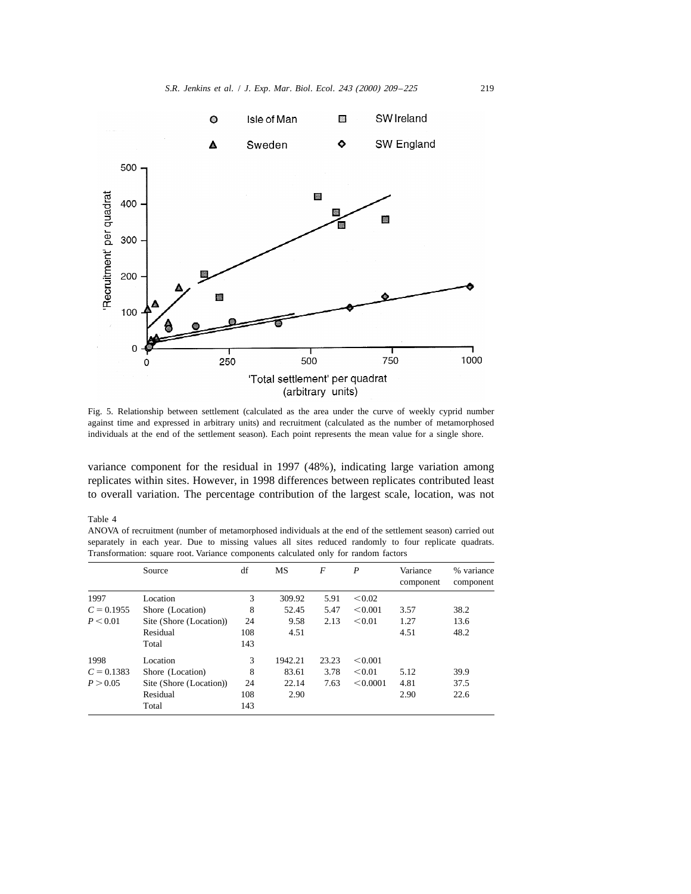Fig. 5. Relationship between settlement (calculated as the area under the curve of weekly cyprid number against time and expressed in arbitrary units) and recruitment (calculated as the number of metamorphosed individuals at the end of the settlement season). Each point represents the mean value for a single shore.

variance component for the residual in 1997 (48%), indicating large variation among replicates within sites. However, in 1998 differences between replicates contributed least to overall variation. The percentage contribution of the largest scale, location, was not

Table 4

ANOVA of recruitment (number of metamorphosed individuals at the end of the settlement season) carried out separately in each year. Due to missing values all sites reduced randomly to four replicate quadrats. Transformation: square root. Variance components calculated only for random factors

| | Source | df | MS | $F$ | $P$ | Variance component | % variance component |
|---|---|---|---|---|---|---|---|
| 1997 | Location | 3 | 309.92 | 5.91 | $<0.02$ | | |
| $C=0.1955$ | Shore (Location) | 8 | 52.45 | 5.47 | $<0.001$ | 3.57 | 38.2 |
| $P<0.01$ | Site (Shore (Location)) | 24 | 9.58 | 2.13 | $<0.01$ | 1.27 | 13.6 |
| | Residual | 108 | 4.51 | | | 4.51 | 48.2 |
| | Total | 143 | | | | | |
| 1998 | Location | 3 | 1942.21 | 23.23 | $<0.001$ | | |
| $C=0.1383$ | Shore (Location) | 8 | 83.61 | 3.78 | $<0.01$ | 5.12 | 39.9 |
| $P>0.05$ | Site (Shore (Location)) | 24 | 22.14 | 7.63 | $<0.0001$ | 4.81 | 37.5 |
| | Residual | 108 | 2.90 | | | 2.90 | 22.6 |
| | Total | 143 | | | | | |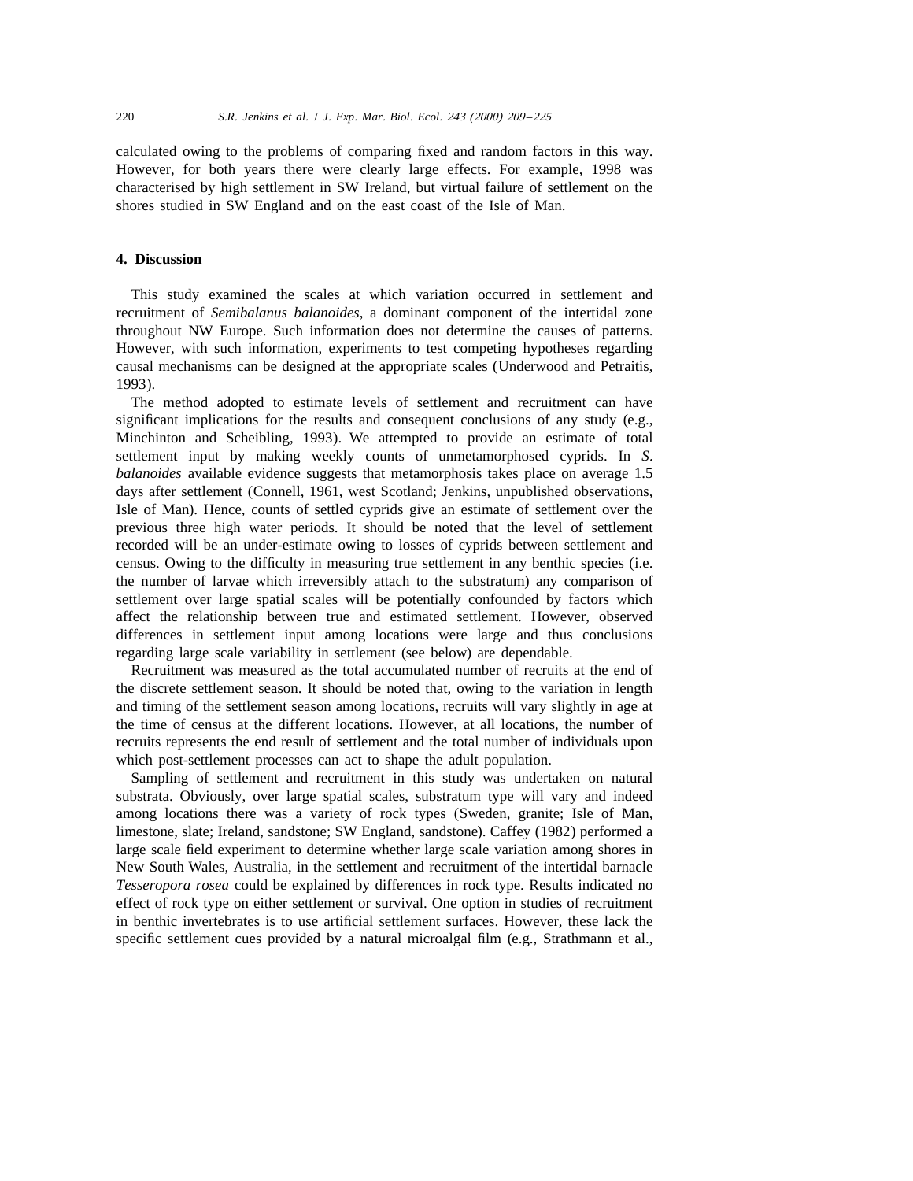calculated owing to the problems of comparing fixed and random factors in this way. However, for both years there were clearly large effects. For example, 1998 was characterised by high settlement in SW Ireland, but virtual failure of settlement on the shores studied in SW England and on the east coast of the Isle of Man.

## 4. Discussion

This study examined the scales at which variation occurred in settlement and recruitment of *Semibalanus balanoides*, a dominant component of the intertidal zone throughout NW Europe. Such information does not determine the causes of patterns. However, with such information, experiments to test competing hypotheses regarding causal mechanisms can be designed at the appropriate scales (Underwood and Petraitis, 1993).

The method adopted to estimate levels of settlement and recruitment can have significant implications for the results and consequent conclusions of any study (e.g., Minchinton and Scheibling, 1993). We attempted to provide an estimate of total settlement input by making weekly counts of unmetamorphosed cyprids. In *S. balanoides* available evidence suggests that metamorphosis takes place on average 1.5 days after settlement (Connell, 1961, west Scotland; Jenkins, unpublished observations, Isle of Man). Hence, counts of settled cyprids give an estimate of settlement over the previous three high water periods. It should be noted that the level of settlement recorded will be an under-estimate owing to losses of cyprids between settlement and census. Owing to the difficulty in measuring true settlement in any benthic species (i.e. the number of larvae which irreversibly attach to the substratum) any comparison of settlement over large spatial scales will be potentially confounded by factors which affect the relationship between true and estimated settlement. However, observed differences in settlement input among locations were large and thus conclusions regarding large scale variability in settlement (see below) are dependable.

Recruitment was measured as the total accumulated number of recruits at the end of the discrete settlement season. It should be noted that, owing to the variation in length and timing of the settlement season among locations, recruits will vary slightly in age at the time of census at the different locations. However, at all locations, the number of recruits represents the end result of settlement and the total number of individuals upon which post-settlement processes can act to shape the adult population.

Sampling of settlement and recruitment in this study was undertaken on natural substrata. Obviously, over large spatial scales, substratum type will vary and indeed among locations there was a variety of rock types (Sweden, granite; Isle of Man, limestone, slate; Ireland, sandstone; SW England, sandstone). Caffey (1982) performed a large scale field experiment to determine whether large scale variation among shores in New South Wales, Australia, in the settlement and recruitment of the intertidal barnacle *Tesseropora rosea* could be explained by differences in rock type. Results indicated no effect of rock type on either settlement or survival. One option in studies of recruitment in benthic invertebrates is to use artificial settlement surfaces. However, these lack the specific settlement cues provided by a natural microalgal film (e.g., Strathmann et al.,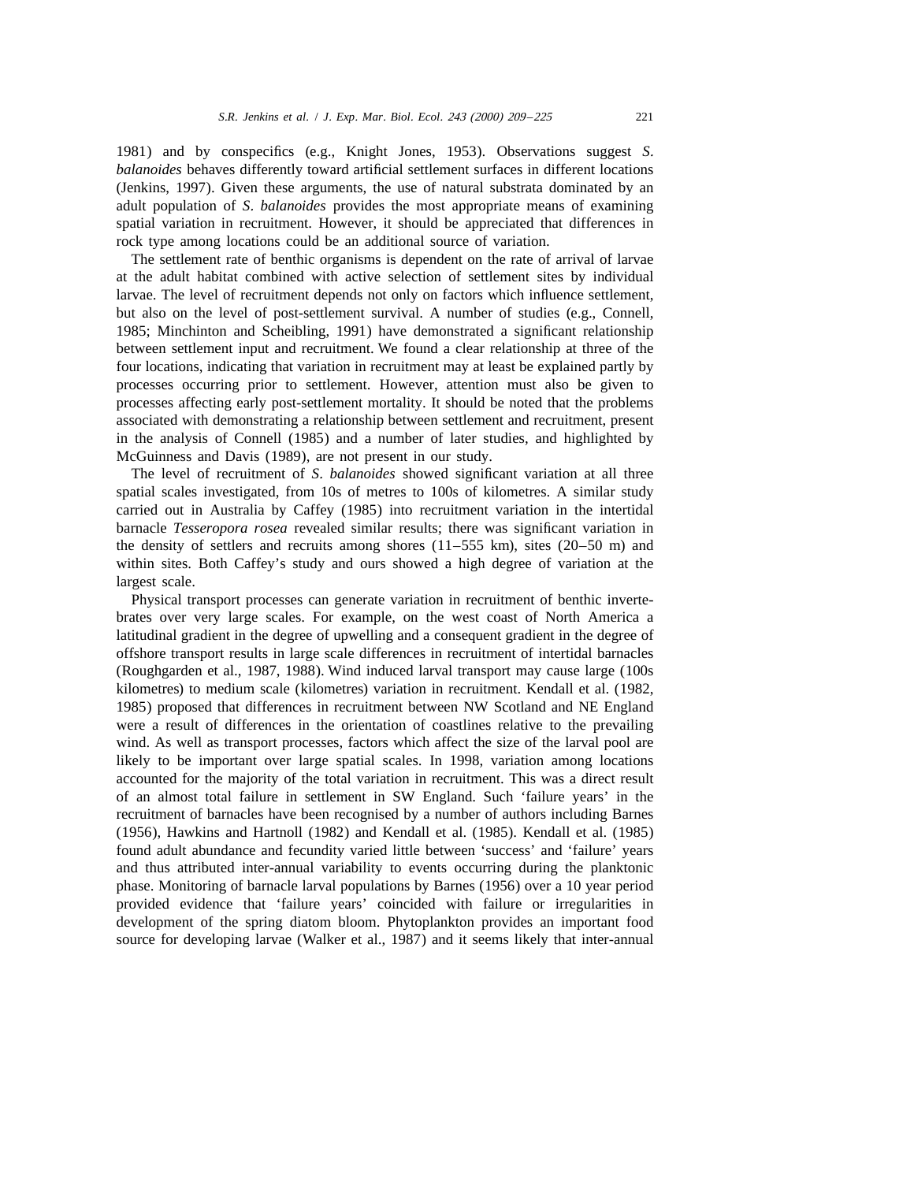1981) and by conspecifics (e.g., Knight Jones, 1953). Observations suggest *S. balanoides* behaves differently toward artificial settlement surfaces in different locations (Jenkins, 1997). Given these arguments, the use of natural substrata dominated by an adult population of *S. balanoides* provides the most appropriate means of examining spatial variation in recruitment. However, it should be appreciated that differences in rock type among locations could be an additional source of variation.

The settlement rate of benthic organisms is dependent on the rate of arrival of larvae at the adult habitat combined with active selection of settlement sites by individual larvae. The level of recruitment depends not only on factors which influence settlement, but also on the level of post-settlement survival. A number of studies (e.g., Connell, 1985; Minchinton and Scheibling, 1991) have demonstrated a significant relationship between settlement input and recruitment. We found a clear relationship at three of the four locations, indicating that variation in recruitment may at least be explained partly by processes occurring prior to settlement. However, attention must also be given to processes affecting early post-settlement mortality. It should be noted that the problems associated with demonstrating a relationship between settlement and recruitment, present in the analysis of Connell (1985) and a number of later studies, and highlighted by McGuinness and Davis (1989), are not present in our study.

The level of recruitment of *S. balanoides* showed significant variation at all three spatial scales investigated, from 10s of metres to 100s of kilometres. A similar study carried out in Australia by Caffey (1985) into recruitment variation in the intertidal barnacle *Tesseropora rosea* revealed similar results; there was significant variation in the density of settlers and recruits among shores (11–555 km), sites (20–50 m) and within sites. Both Caffey's study and ours showed a high degree of variation at the largest scale.

Physical transport processes can generate variation in recruitment of benthic invertebrates over very large scales. For example, on the west coast of North America a latitudinal gradient in the degree of upwelling and a consequent gradient in the degree of offshore transport results in large scale differences in recruitment of intertidal barnacles (Roughgarden et al., 1987, 1988). Wind induced larval transport may cause large (100s kilometres) to medium scale (kilometres) variation in recruitment. Kendall et al. (1982, 1985) proposed that differences in recruitment between NW Scotland and NE England were a result of differences in the orientation of coastlines relative to the prevailing wind. As well as transport processes, factors which affect the size of the larval pool are likely to be important over large spatial scales. In 1998, variation among locations accounted for the majority of the total variation in recruitment. This was a direct result of an almost total failure in settlement in SW England. Such 'failure years' in the recruitment of barnacles have been recognised by a number of authors including Barnes (1956), Hawkins and Hartnoll (1982) and Kendall et al. (1985). Kendall et al. (1985) found adult abundance and fecundity varied little between 'success' and 'failure' years and thus attributed inter-annual variability to events occurring during the planktonic phase. Monitoring of barnacle larval populations by Barnes (1956) over a 10 year period provided evidence that 'failure years' coincided with failure or irregularities in development of the spring diatom bloom. Phytoplankton provides an important food source for developing larvae (Walker et al., 1987) and it seems likely that inter-annual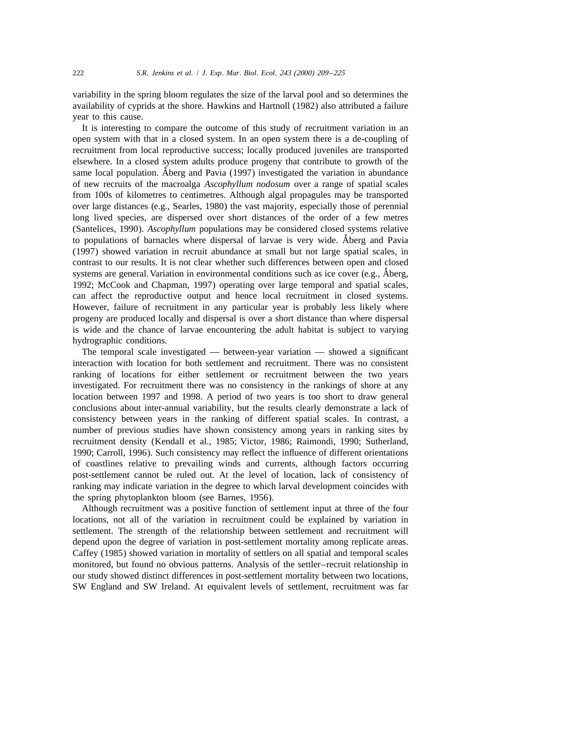variability in the spring bloom regulates the size of the larval pool and so determines the availability of cyprids at the shore. Hawkins and Hartnoll (1982) also attributed a failure year to this cause.

It is interesting to compare the outcome of this study of recruitment variation in an open system with that in a closed system. In an open system there is a de-coupling of recruitment from local reproductive success; locally produced juveniles are transported elsewhere. In a closed system adults produce progeny that contribute to growth of the same local population. Åberg and Pavia (1997) investigated the variation in abundance of new recruits of the macroalga *Ascophyllum nodosum* over a range of spatial scales from 100s of kilometres to centimetres. Although algal propagules may be transported over large distances (e.g., Searles, 1980) the vast majority, especially those of perennial long lived species, are dispersed over short distances of the order of a few metres (Santelices, 1990). *Ascophyllum* populations may be considered closed systems relative to populations of barnacles where dispersal of larvae is very wide. Åberg and Pavia (1997) showed variation in recruit abundance at small but not large spatial scales, in contrast to our results. It is not clear whether such differences between open and closed systems are general. Variation in environmental conditions such as ice cover (e.g., Åberg, 1992; McCook and Chapman, 1997) operating over large temporal and spatial scales, can affect the reproductive output and hence local recruitment in closed systems. However, failure of recruitment in any particular year is probably less likely where progeny are produced locally and dispersal is over a short distance than where dispersal is wide and the chance of larvae encountering the adult habitat is subject to varying hydrographic conditions.

The temporal scale investigated — between-year variation — showed a significant interaction with location for both settlement and recruitment. There was no consistent ranking of locations for either settlement or recruitment between the two years investigated. For recruitment there was no consistency in the rankings of shore at any location between 1997 and 1998. A period of two years is too short to draw general conclusions about inter-annual variability, but the results clearly demonstrate a lack of consistency between years in the ranking of different spatial scales. In contrast, a number of previous studies have shown consistency among years in ranking sites by recruitment density (Kendall et al., 1985; Victor, 1986; Raimondi, 1990; Sutherland, 1990; Carroll, 1996). Such consistency may reflect the influence of different orientations of coastlines relative to prevailing winds and currents, although factors occurring post-settlement cannot be ruled out. At the level of location, lack of consistency of ranking may indicate variation in the degree to which larval development coincides with the spring phytoplankton bloom (see Barnes, 1956).

Although recruitment was a positive function of settlement input at three of the four locations, not all of the variation in recruitment could be explained by variation in settlement. The strength of the relationship between settlement and recruitment will depend upon the degree of variation in post-settlement mortality among replicate areas. Caffey (1985) showed variation in mortality of settlers on all spatial and temporal scales monitored, but found no obvious patterns. Analysis of the settler–recruit relationship in our study showed distinct differences in post-settlement mortality between two locations, SW England and SW Ireland. At equivalent levels of settlement, recruitment was far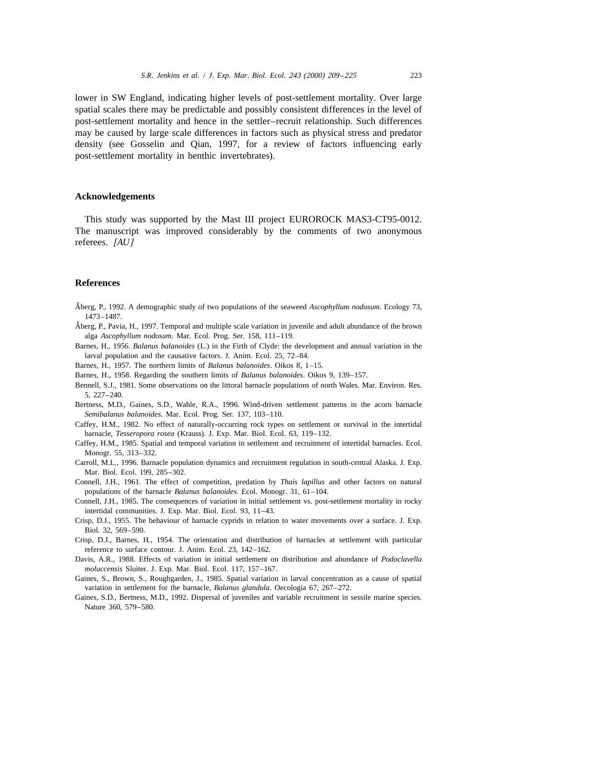lower in SW England, indicating higher levels of post-settlement mortality. Over large spatial scales there may be predictable and possibly consistent differences in the level of post-settlement mortality and hence in the settler–recruit relationship. Such differences may be caused by large scale differences in factors such as physical stress and predator density (see Gosselin and Qian, 1997, for a review of factors influencing early post-settlement mortality in benthic invertebrates).

## Acknowledgements

This study was supported by the Mast III project EUROROCK MAS3-CT95-0012. The manuscript was improved considerably by the comments of two anonymous referees. *[AU]*

## References

Åberg, P., 1992. A demographic study of two populations of the seaweed *Ascophyllum nodosum*. Ecology 73, 1473–1487.

Åberg, P., Pavia, H., 1997. Temporal and multiple scale variation in juvenile and adult abundance of the brown alga *Ascophyllum nodosum*. Mar. Ecol. Prog. Ser. 158, 111–119.

Barnes, H., 1956. *Balanus balanoides* (L.) in the Firth of Clyde: the development and annual variation in the larval population and the causative factors. J. Anim. Ecol. 25, 72–84.

Barnes, H., 1957. The northern limits of *Balanus balanoides*. Oikos 8, 1–15.

Barnes, H., 1958. Regarding the southern limits of *Balanus balanoides*. Oikos 9, 139–157.

Bennell, S.J., 1981. Some observations on the littoral barnacle populations of north Wales. Mar. Environ. Res. 5, 227–240.

Bertness, M.D., Gaines, S.D., Wahle, R.A., 1996. Wind-driven settlement patterns in the acorn barnacle *Semibalanus balanoides*. Mar. Ecol. Prog. Ser. 137, 103–110.

Caffey, H.M., 1982. No effect of naturally-occurring rock types on settlement or survival in the intertidal barnacle, *Tesseropora rosea* (Krauss). J. Exp. Mar. Biol. Ecol. 63, 119–132.

Caffey, H.M., 1985. Spatial and temporal variation in settlement and recruitment of intertidal barnacles. Ecol. Monogr. 55, 313–332.

Carroll, M.L., 1996. Barnacle population dynamics and recruitment regulation in south-central Alaska. J. Exp. Mar. Biol. Ecol. 199, 285–302.

Connell, J.H., 1961. The effect of competition, predation by *Thais lapillus* and other factors on natural populations of the barnacle *Balanus balanoides*. Ecol. Monogr. 31, 61–104.

Connell, J.H., 1985. The consequences of variation in initial settlement vs. post-settlement mortality in rocky intertidal communities. J. Exp. Mar. Biol. Ecol. 93, 11–43.

Crisp, D.J., 1955. The behaviour of barnacle cyprids in relation to water movements over a surface. J. Exp. Biol. 32, 569–590.

Crisp, D.J., Barnes, H., 1954. The orientation and distribution of barnacles at settlement with particular reference to surface contour. J. Anim. Ecol. 23, 142–162.

Davis, A.R., 1988. Effects of variation in initial settlement on distribution and abundance of *Podoclavella moluccensis* Sluiter. J. Exp. Mar. Biol. Ecol. 117, 157–167.

Gaines, S., Brown, S., Roughgarden, J., 1985. Spatial variation in larval concentration as a cause of spatial variation in settlement for the barnacle, *Balanus glandula*. Oecologia 67, 267–272.

Gaines, S.D., Bertness, M.D., 1992. Dispersal of juveniles and variable recruitment in sessile marine species. Nature 360, 579–580.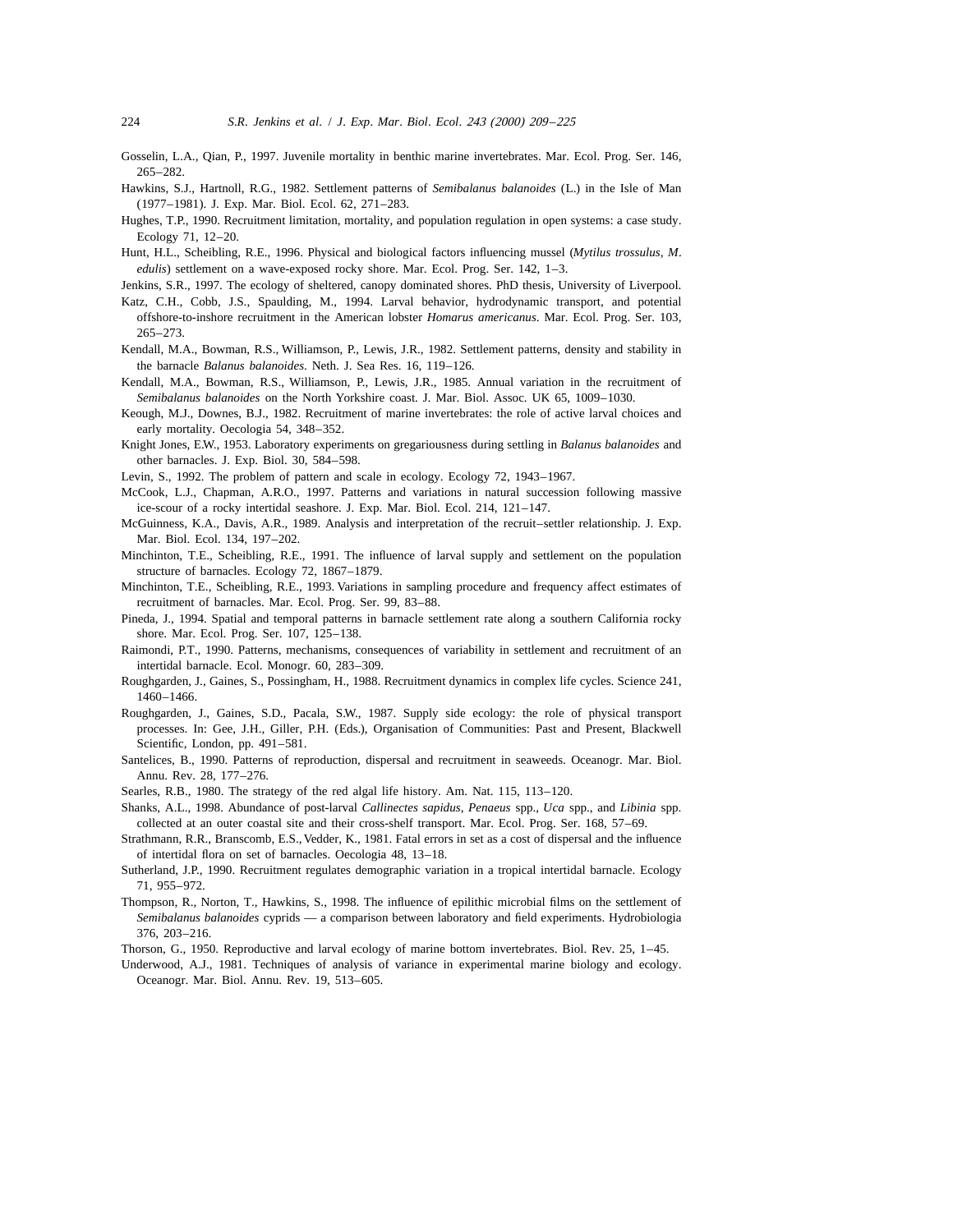Gosselin, L.A., Qian, P., 1997. Juvenile mortality in benthic marine invertebrates. Mar. Ecol. Prog. Ser. 146, 265–282.

Hawkins, S.J., Hartnoll, R.G., 1982. Settlement patterns of *Semibalanus balanoides* (L.) in the Isle of Man (1977–1981). J. Exp. Mar. Biol. Ecol. 62, 271–283.

Hughes, T.P., 1990. Recruitment limitation, mortality, and population regulation in open systems: a case study. Ecology 71, 12–20.

Hunt, H.L., Scheibling, R.E., 1996. Physical and biological factors influencing mussel (*Mytilus trossulus*, *M. edulis*) settlement on a wave-exposed rocky shore. Mar. Ecol. Prog. Ser. 142, 1–3.

Jenkins, S.R., 1997. The ecology of sheltered, canopy dominated shores. PhD thesis, University of Liverpool.

Katz, C.H., Cobb, J.S., Spaulding, M., 1994. Larval behavior, hydrodynamic transport, and potential offshore-to-inshore recruitment in the American lobster *Homarus americanus*. Mar. Ecol. Prog. Ser. 103, 265–273.

Kendall, M.A., Bowman, R.S., Williamson, P., Lewis, J.R., 1982. Settlement patterns, density and stability in the barnacle *Balanus balanoides*. Neth. J. Sea Res. 16, 119–126.

Kendall, M.A., Bowman, R.S., Williamson, P., Lewis, J.R., 1985. Annual variation in the recruitment of *Semibalanus balanoides* on the North Yorkshire coast. J. Mar. Biol. Assoc. UK 65, 1009–1030.

Keough, M.J., Downes, B.J., 1982. Recruitment of marine invertebrates: the role of active larval choices and early mortality. Oecologia 54, 348–352.

Knight Jones, E.W., 1953. Laboratory experiments on gregariousness during settling in *Balanus balanoides* and other barnacles. J. Exp. Biol. 30, 584–598.

Levin, S., 1992. The problem of pattern and scale in ecology. Ecology 72, 1943–1967.

McCook, L.J., Chapman, A.R.O., 1997. Patterns and variations in natural succession following massive ice-scour of a rocky intertidal seashore. J. Exp. Mar. Biol. Ecol. 214, 121–147.

McGuinness, K.A., Davis, A.R., 1989. Analysis and interpretation of the recruit–settler relationship. J. Exp. Mar. Biol. Ecol. 134, 197–202.

Minchinton, T.E., Scheibling, R.E., 1991. The influence of larval supply and settlement on the population structure of barnacles. Ecology 72, 1867–1879.

Minchinton, T.E., Scheibling, R.E., 1993. Variations in sampling procedure and frequency affect estimates of recruitment of barnacles. Mar. Ecol. Prog. Ser. 99, 83–88.

Pineda, J., 1994. Spatial and temporal patterns in barnacle settlement rate along a southern California rocky shore. Mar. Ecol. Prog. Ser. 107, 125–138.

Raimondi, P.T., 1990. Patterns, mechanisms, consequences of variability in settlement and recruitment of an intertidal barnacle. Ecol. Monogr. 60, 283–309.

Roughgarden, J., Gaines, S., Possingham, H., 1988. Recruitment dynamics in complex life cycles. Science 241, 1460–1466.

Roughgarden, J., Gaines, S.D., Pacala, S.W., 1987. Supply side ecology: the role of physical transport processes. In: Gee, J.H., Giller, P.H. (Eds.), Organisation of Communities: Past and Present, Blackwell Scientific, London, pp. 491–581.

Santelices, B., 1990. Patterns of reproduction, dispersal and recruitment in seaweeds. Oceanogr. Mar. Biol. Annu. Rev. 28, 177–276.

Searles, R.B., 1980. The strategy of the red algal life history. Am. Nat. 115, 113–120.

Shanks, A.L., 1998. Abundance of post-larval *Callinectes sapidus*, *Penaeus* spp., *Uca* spp., and *Libinia* spp. collected at an outer coastal site and their cross-shelf transport. Mar. Ecol. Prog. Ser. 168, 57–69.

Strathmann, R.R., Branscomb, E.S., Vedder, K., 1981. Fatal errors in set as a cost of dispersal and the influence of intertidal flora on set of barnacles. Oecologia 48, 13–18.

Sutherland, J.P., 1990. Recruitment regulates demographic variation in a tropical intertidal barnacle. Ecology 71, 955–972.

Thompson, R., Norton, T., Hawkins, S., 1998. The influence of epilithic microbial films on the settlement of *Semibalanus balanoides* cyprids — a comparison between laboratory and field experiments. Hydrobiologia 376, 203–216.

Thorson, G., 1950. Reproductive and larval ecology of marine bottom invertebrates. Biol. Rev. 25, 1–45.

Underwood, A.J., 1981. Techniques of analysis of variance in experimental marine biology and ecology. Oceanogr. Mar. Biol. Annu. Rev. 19, 513–605.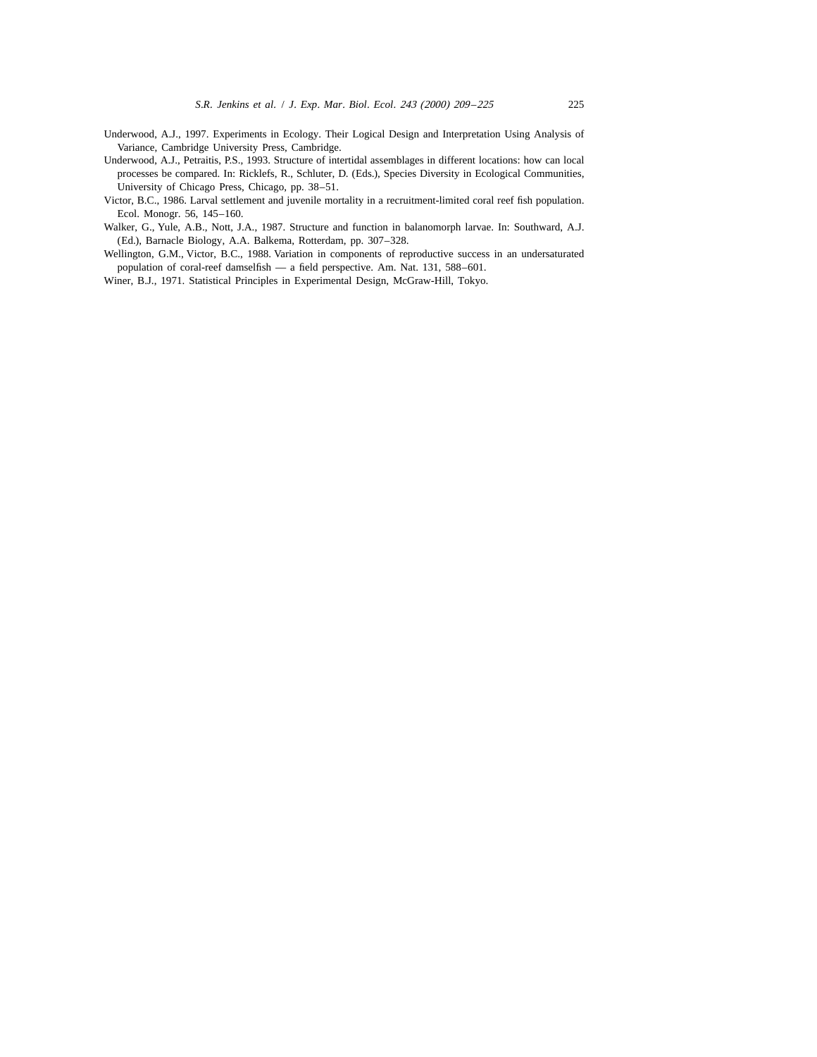Underwood, A.J., 1997. Experiments in Ecology. Their Logical Design and Interpretation Using Analysis of Variance, Cambridge University Press, Cambridge.

Underwood, A.J., Petraitis, P.S., 1993. Structure of intertidal assemblages in different locations: how can local processes be compared. In: Ricklefs, R., Schluter, D. (Eds.), Species Diversity in Ecological Communities, University of Chicago Press, Chicago, pp. 38–51.

Victor, B.C., 1986. Larval settlement and juvenile mortality in a recruitment-limited coral reef fish population. Ecol. Monogr. 56, 145–160.

Walker, G., Yule, A.B., Nott, J.A., 1987. Structure and function in balanomorph larvae. In: Southward, A.J. (Ed.), Barnacle Biology, A.A. Balkema, Rotterdam, pp. 307–328.

Wellington, G.M., Victor, B.C., 1988. Variation in components of reproductive success in an undersaturated population of coral-reef damselfish — a field perspective. Am. Nat. 131, 588–601.

Winer, B.J., 1971. Statistical Principles in Experimental Design, McGraw-Hill, Tokyo.